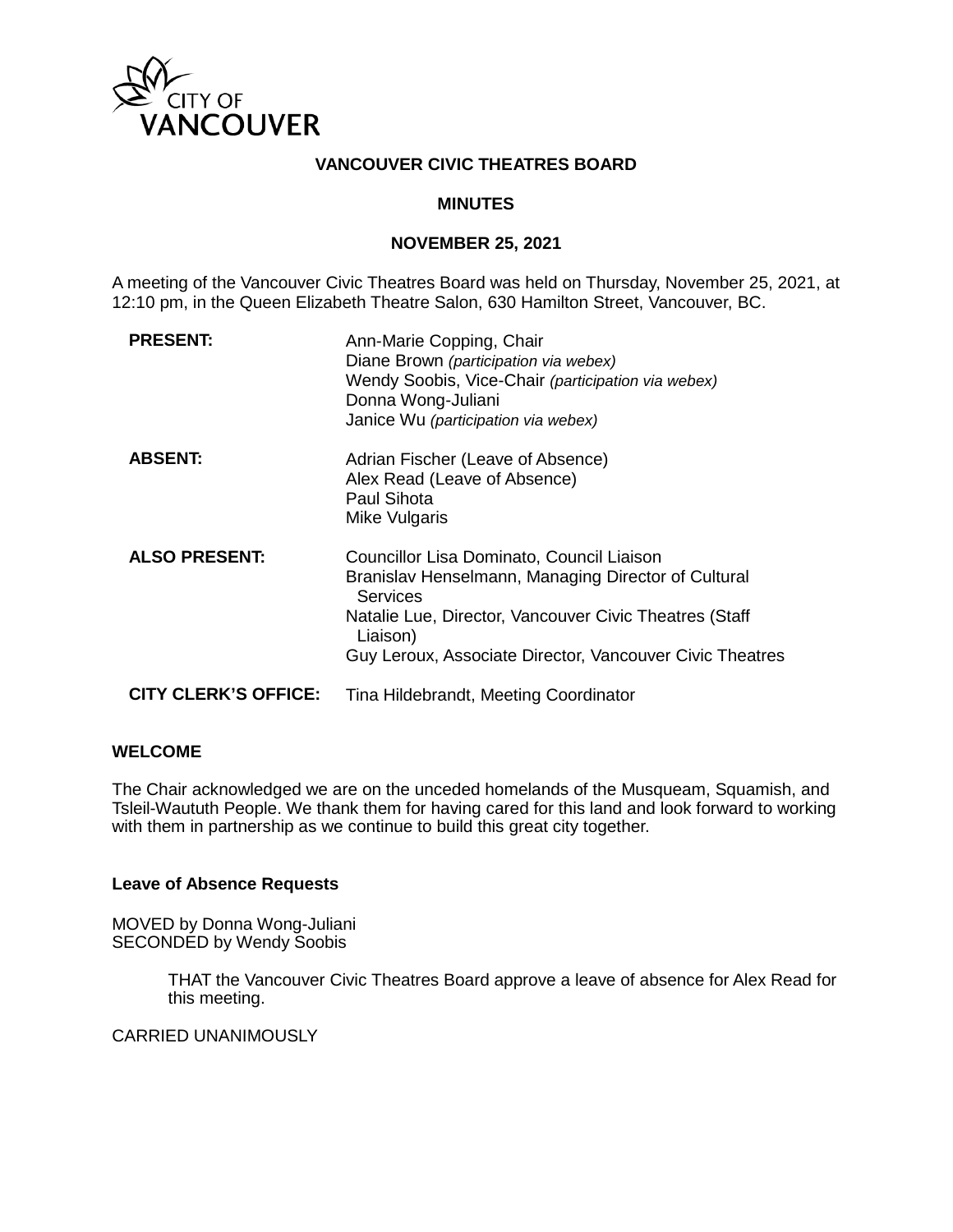CITY OF VANCOUVER

# VANCOUVER CIVIC THEATRES BOARD

## MINUTES

## NOVEMBER 25, 2021

A meeting of the Vancouver Civic Theatres Board was held on Thursday, November 25, 2021, at 12:10 pm, in the Queen Elizabeth Theatre Salon, 630 Hamilton Street, Vancouver, BC.

| | |
|---|---|
| **PRESENT:** | Ann-Marie Copping, Chair<br>Diane Brown *(participation via webex)*<br>Wendy Soobis, Vice-Chair *(participation via webex)*<br>Donna Wong-Juliani<br>Janice Wu *(participation via webex)* |
| **ABSENT:** | Adrian Fischer (Leave of Absence)<br>Alex Read (Leave of Absence)<br>Paul Sihota<br>Mike Vulgaris |
| **ALSO PRESENT:** | Councillor Lisa Dominato, Council Liaison<br>Branislav Henselmann, Managing Director of Cultural Services<br>Natalie Lue, Director, Vancouver Civic Theatres (Staff Liaison)<br>Guy Leroux, Associate Director, Vancouver Civic Theatres |
| **CITY CLERK'S OFFICE:** | Tina Hildebrandt, Meeting Coordinator |

### WELCOME

The Chair acknowledged we are on the unceded homelands of the Musqueam, Squamish, and Tsleil-Waututh People. We thank them for having cared for this land and look forward to working with them in partnership as we continue to build this great city together.

### Leave of Absence Requests

MOVED by Donna Wong-Juliani
SECONDED by Wendy Soobis

> THAT the Vancouver Civic Theatres Board approve a leave of absence for Alex Read for this meeting.

CARRIED UNANIMOUSLY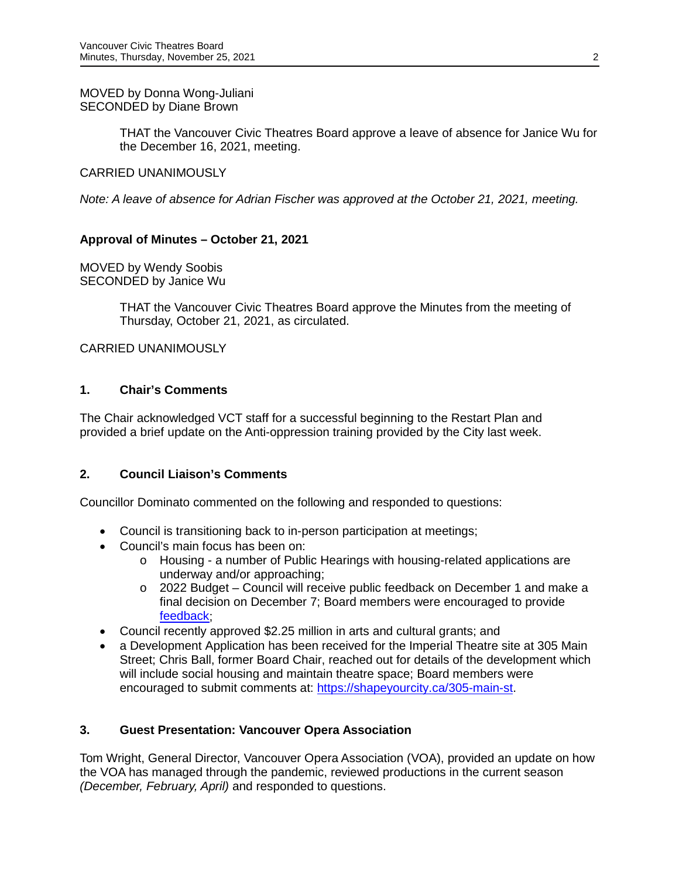MOVED by Donna Wong-Juliani
SECONDED by Diane Brown

> THAT the Vancouver Civic Theatres Board approve a leave of absence for Janice Wu for the December 16, 2021, meeting.

CARRIED UNANIMOUSLY

*Note: A leave of absence for Adrian Fischer was approved at the October 21, 2021, meeting.*

**Approval of Minutes – October 21, 2021**

MOVED by Wendy Soobis
SECONDED by Janice Wu

> THAT the Vancouver Civic Theatres Board approve the Minutes from the meeting of Thursday, October 21, 2021, as circulated.

CARRIED UNANIMOUSLY

## 1. Chair's Comments

The Chair acknowledged VCT staff for a successful beginning to the Restart Plan and provided a brief update on the Anti-oppression training provided by the City last week.

## 2. Council Liaison's Comments

Councillor Dominato commented on the following and responded to questions:

- Council is transitioning back to in-person participation at meetings;
- Council's main focus has been on:
  - Housing - a number of Public Hearings with housing-related applications are underway and/or approaching;
  - 2022 Budget – Council will receive public feedback on December 1 and make a final decision on December 7; Board members were encouraged to provide feedback;
- Council recently approved $2.25 million in arts and cultural grants; and
- a Development Application has been received for the Imperial Theatre site at 305 Main Street; Chris Ball, former Board Chair, reached out for details of the development which will include social housing and maintain theatre space; Board members were encouraged to submit comments at: https://shapeyourcity.ca/305-main-st.

## 3. Guest Presentation: Vancouver Opera Association

Tom Wright, General Director, Vancouver Opera Association (VOA), provided an update on how the VOA has managed through the pandemic, reviewed productions in the current season *(December, February, April)* and responded to questions.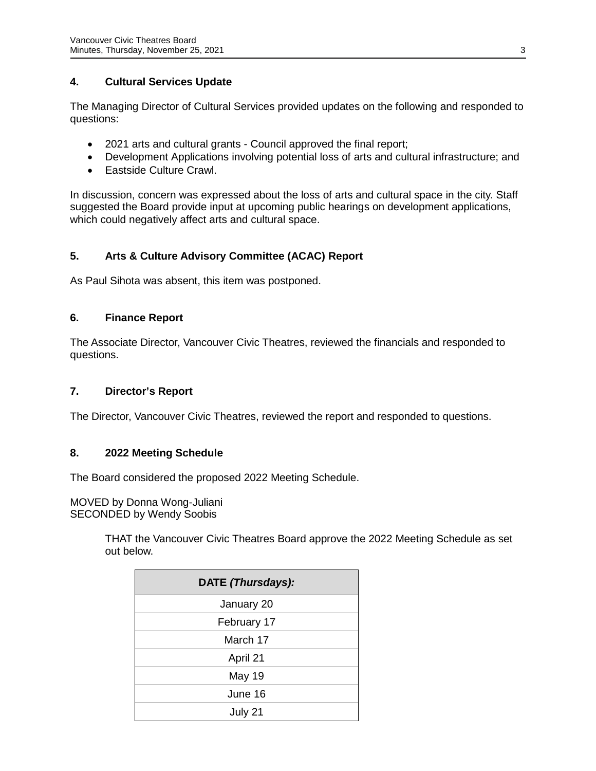## 4. Cultural Services Update

The Managing Director of Cultural Services provided updates on the following and responded to questions:

- 2021 arts and cultural grants - Council approved the final report;
- Development Applications involving potential loss of arts and cultural infrastructure; and
- Eastside Culture Crawl.

In discussion, concern was expressed about the loss of arts and cultural space in the city. Staff suggested the Board provide input at upcoming public hearings on development applications, which could negatively affect arts and cultural space.

## 5. Arts & Culture Advisory Committee (ACAC) Report

As Paul Sihota was absent, this item was postponed.

## 6. Finance Report

The Associate Director, Vancouver Civic Theatres, reviewed the financials and responded to questions.

## 7. Director's Report

The Director, Vancouver Civic Theatres, reviewed the report and responded to questions.

## 8. 2022 Meeting Schedule

The Board considered the proposed 2022 Meeting Schedule.

MOVED by Donna Wong-Juliani
SECONDED by Wendy Soobis

> THAT the Vancouver Civic Theatres Board approve the 2022 Meeting Schedule as set out below.

| **DATE *(Thursdays):*** |
|---|
| January 20 |
| February 17 |
| March 17 |
| April 21 |
| May 19 |
| June 16 |
| July 21 |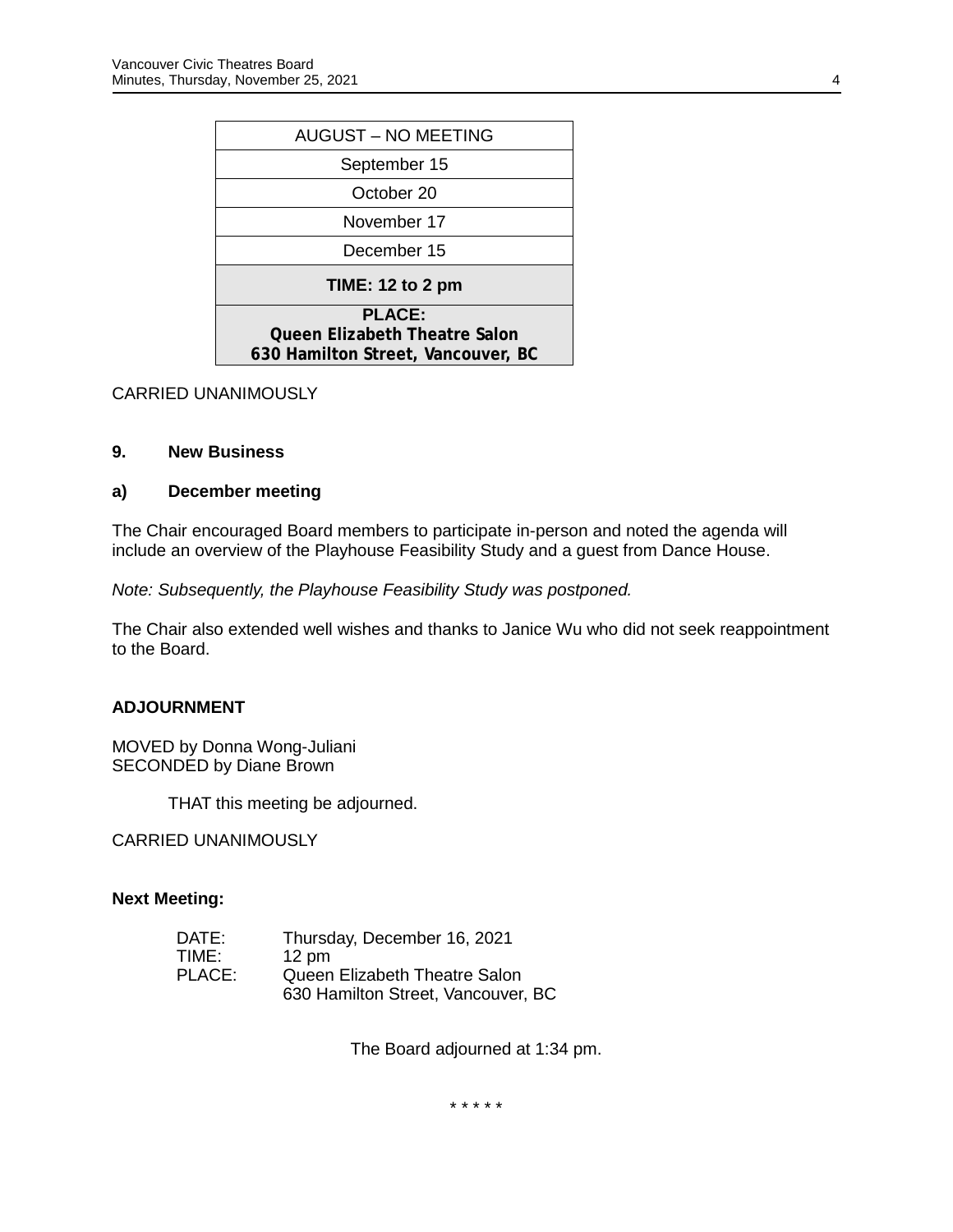| |
|---|
| AUGUST – NO MEETING |
| September 15 |
| October 20 |
| November 17 |
| December 15 |
| **TIME: 12 to 2 pm** |
| **PLACE:** **Queen Elizabeth Theatre Salon** **630 Hamilton Street, Vancouver, BC** |

CARRIED UNANIMOUSLY

**9. New Business**

**a) December meeting**

The Chair encouraged Board members to participate in-person and noted the agenda will include an overview of the Playhouse Feasibility Study and a guest from Dance House.

*Note: Subsequently, the Playhouse Feasibility Study was postponed.*

The Chair also extended well wishes and thanks to Janice Wu who did not seek reappointment to the Board.

**ADJOURNMENT**

MOVED by Donna Wong-Juliani
SECONDED by Diane Brown

THAT this meeting be adjourned.

CARRIED UNANIMOUSLY

**Next Meeting:**

DATE: Thursday, December 16, 2021
TIME: 12 pm
PLACE: Queen Elizabeth Theatre Salon
630 Hamilton Street, Vancouver, BC

The Board adjourned at 1:34 pm.

\* \* \* \* \*